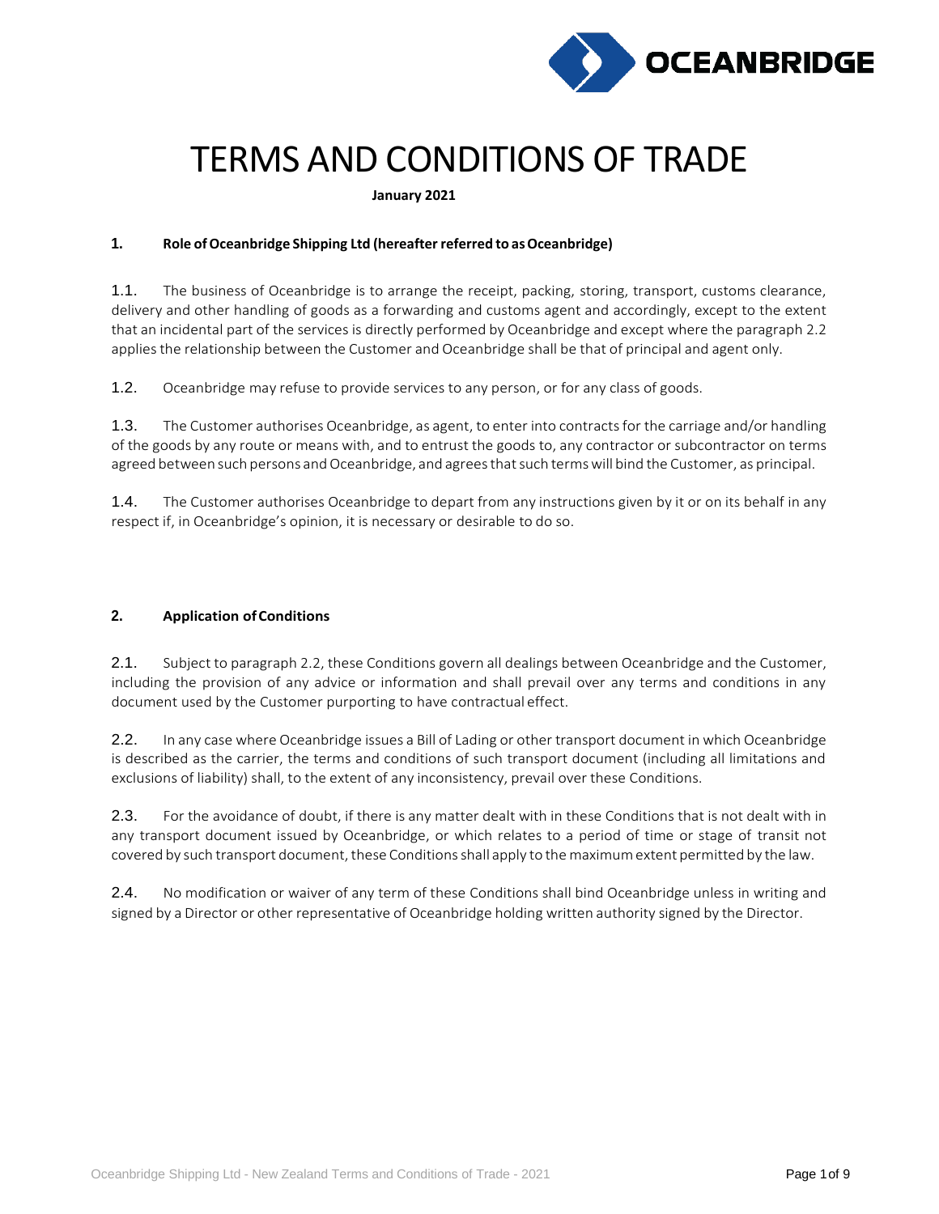# TERMS AND CONDITIONS OF TRADE

**January 2021**

### 1. Role of Oceanbridge Shipping Ltd (hereafter referred to as Oceanbridge)

1.1. The business of Oceanbridge is to arrange the receipt, packing, storing, transport, customs clearance, delivery and other handling of goods as a forwarding and customs agent and accordingly, except to the extent that an incidental part of the services is directly performed by Oceanbridge and except where the paragraph 2.2 applies the relationship between the Customer and Oceanbridge shall be that of principal and agent only.

1.2. Oceanbridge may refuse to provide services to any person, or for any class of goods.

1.3. The Customer authorises Oceanbridge, as agent, to enter into contracts for the carriage and/or handling of the goods by any route or means with, and to entrust the goods to, any contractor or subcontractor on terms agreed between such persons and Oceanbridge, and agrees that such terms will bind the Customer, as principal.

1.4. The Customer authorises Oceanbridge to depart from any instructions given by it or on its behalf in any respect if, in Oceanbridge's opinion, it is necessary or desirable to do so.

### 2. Application of Conditions

2.1. Subject to paragraph 2.2, these Conditions govern all dealings between Oceanbridge and the Customer, including the provision of any advice or information and shall prevail over any terms and conditions in any document used by the Customer purporting to have contractual effect.

2.2. In any case where Oceanbridge issues a Bill of Lading or other transport document in which Oceanbridge is described as the carrier, the terms and conditions of such transport document (including all limitations and exclusions of liability) shall, to the extent of any inconsistency, prevail over these Conditions.

2.3. For the avoidance of doubt, if there is any matter dealt with in these Conditions that is not dealt with in any transport document issued by Oceanbridge, or which relates to a period of time or stage of transit not covered by such transport document, these Conditions shall apply to the maximum extent permitted by the law.

2.4. No modification or waiver of any term of these Conditions shall bind Oceanbridge unless in writing and signed by a Director or other representative of Oceanbridge holding written authority signed by the Director.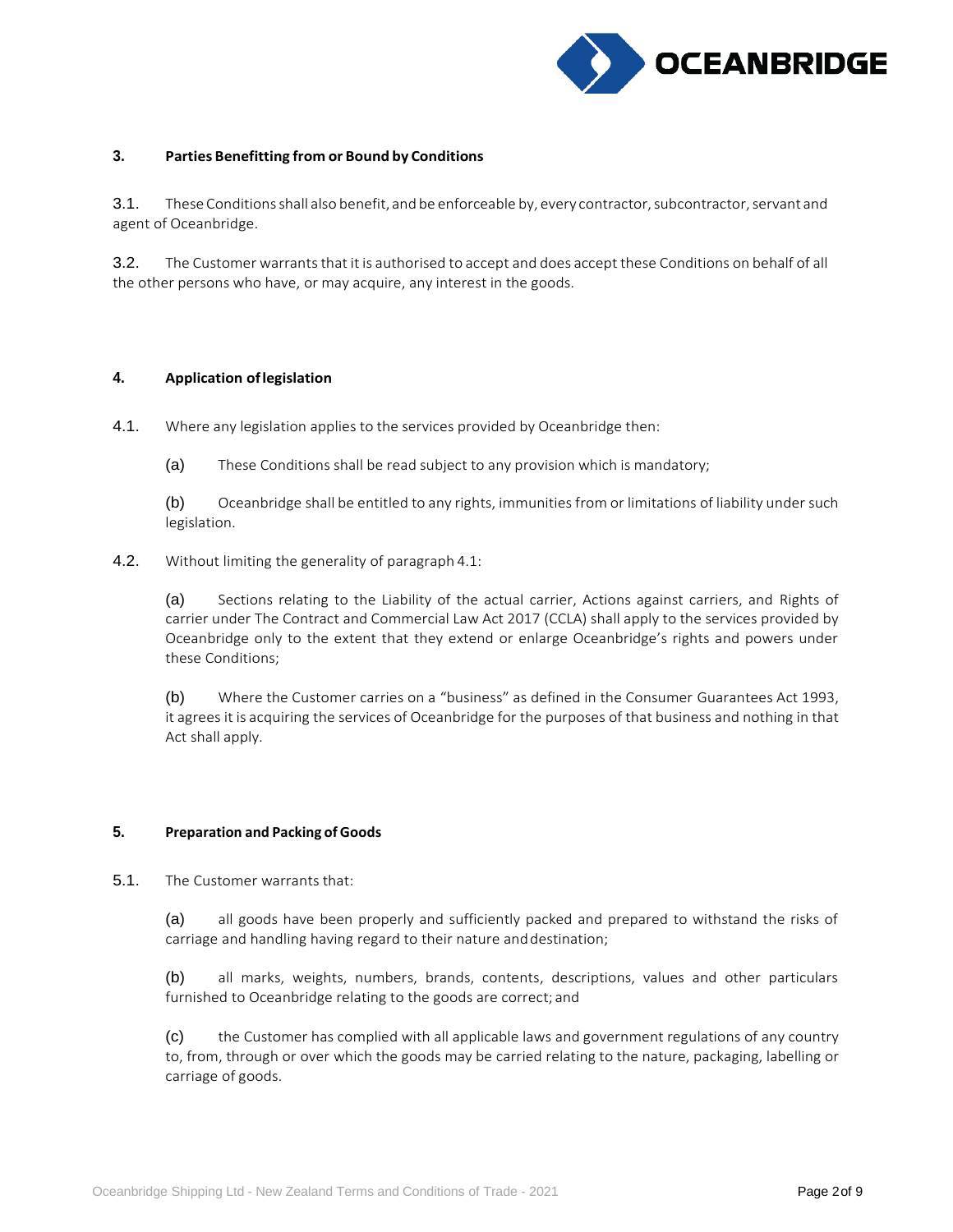### 3. Parties Benefitting from or Bound by Conditions

3.1. These Conditions shall also benefit, and be enforceable by, every contractor, subcontractor, servant and agent of Oceanbridge.

3.2. The Customer warrants that it is authorised to accept and does accept these Conditions on behalf of all the other persons who have, or may acquire, any interest in the goods.

### 4. Application of legislation

4.1. Where any legislation applies to the services provided by Oceanbridge then:

(a) These Conditions shall be read subject to any provision which is mandatory;

(b) Oceanbridge shall be entitled to any rights, immunities from or limitations of liability under such legislation.

4.2. Without limiting the generality of paragraph 4.1:

(a) Sections relating to the Liability of the actual carrier, Actions against carriers, and Rights of carrier under The Contract and Commercial Law Act 2017 (CCLA) shall apply to the services provided by Oceanbridge only to the extent that they extend or enlarge Oceanbridge's rights and powers under these Conditions;

(b) Where the Customer carries on a "business" as defined in the Consumer Guarantees Act 1993, it agrees it is acquiring the services of Oceanbridge for the purposes of that business and nothing in that Act shall apply.

### 5. Preparation and Packing of Goods

5.1. The Customer warrants that:

(a) all goods have been properly and sufficiently packed and prepared to withstand the risks of carriage and handling having regard to their nature and destination;

(b) all marks, weights, numbers, brands, contents, descriptions, values and other particulars furnished to Oceanbridge relating to the goods are correct; and

(c) the Customer has complied with all applicable laws and government regulations of any country to, from, through or over which the goods may be carried relating to the nature, packaging, labelling or carriage of goods.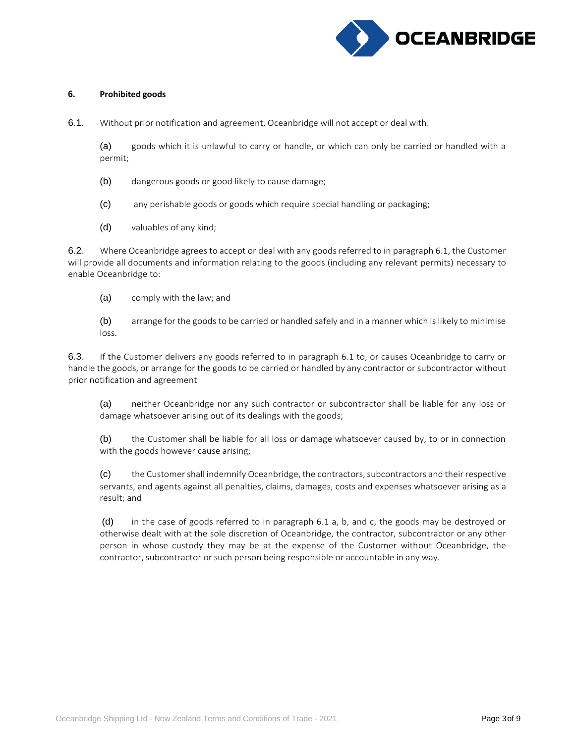### 6. Prohibited goods

6.1. Without prior notification and agreement, Oceanbridge will not accept or deal with:

(a) goods which it is unlawful to carry or handle, or which can only be carried or handled with a permit;

(b) dangerous goods or good likely to cause damage;

(c) any perishable goods or goods which require special handling or packaging;

(d) valuables of any kind;

6.2. Where Oceanbridge agrees to accept or deal with any goods referred to in paragraph 6.1, the Customer will provide all documents and information relating to the goods (including any relevant permits) necessary to enable Oceanbridge to:

(a) comply with the law; and

(b) arrange for the goods to be carried or handled safely and in a manner which is likely to minimise loss.

6.3. If the Customer delivers any goods referred to in paragraph 6.1 to, or causes Oceanbridge to carry or handle the goods, or arrange for the goods to be carried or handled by any contractor or subcontractor without prior notification and agreement

(a) neither Oceanbridge nor any such contractor or subcontractor shall be liable for any loss or damage whatsoever arising out of its dealings with the goods;

(b) the Customer shall be liable for all loss or damage whatsoever caused by, to or in connection with the goods however cause arising;

(c) the Customer shall indemnify Oceanbridge, the contractors, subcontractors and their respective servants, and agents against all penalties, claims, damages, costs and expenses whatsoever arising as a result; and

(d) in the case of goods referred to in paragraph 6.1 a, b, and c, the goods may be destroyed or otherwise dealt with at the sole discretion of Oceanbridge, the contractor, subcontractor or any other person in whose custody they may be at the expense of the Customer without Oceanbridge, the contractor, subcontractor or such person being responsible or accountable in any way.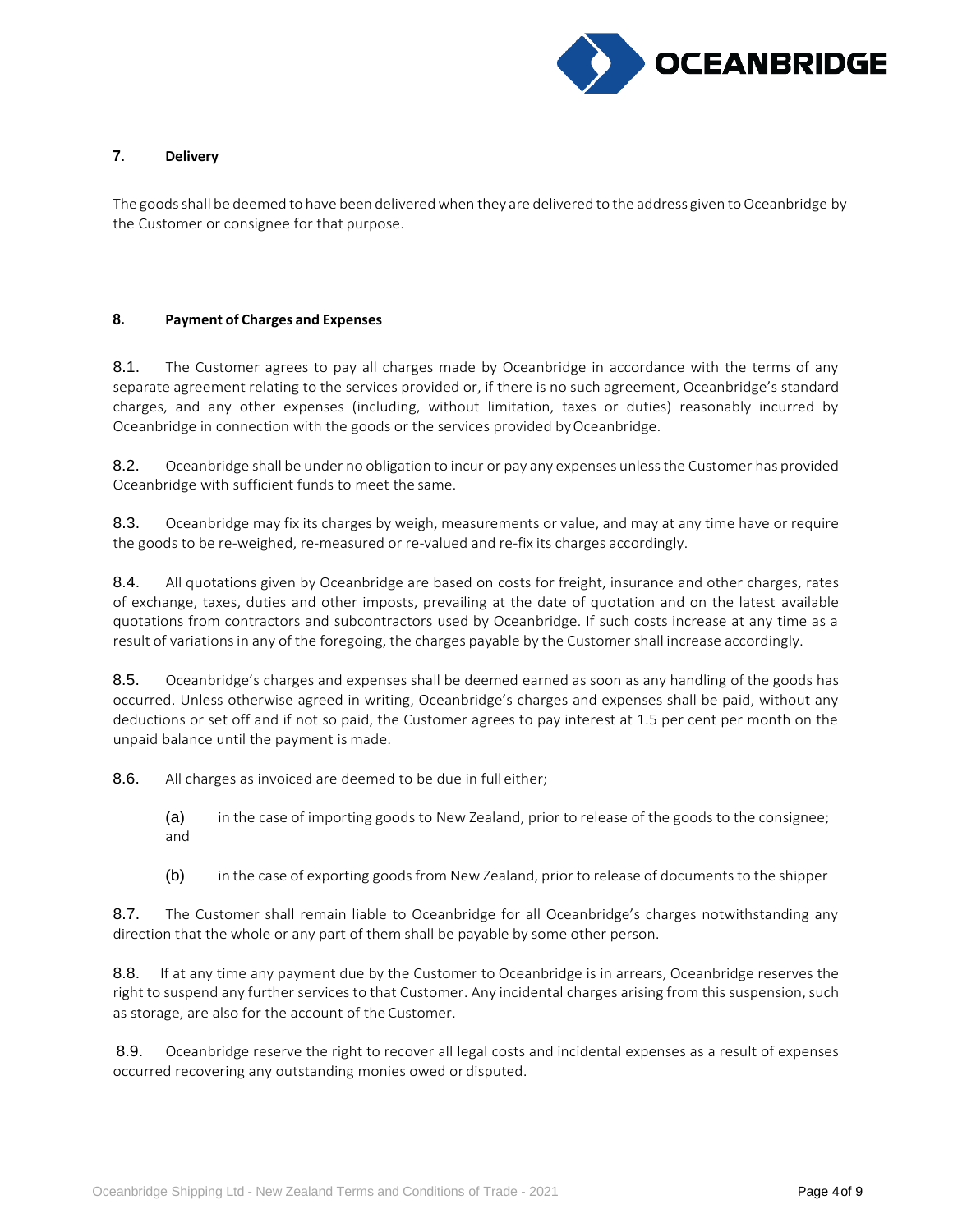## 7. Delivery

The goods shall be deemed to have been delivered when they are delivered to the address given to Oceanbridge by the Customer or consignee for that purpose.

## 8. Payment of Charges and Expenses

8.1. The Customer agrees to pay all charges made by Oceanbridge in accordance with the terms of any separate agreement relating to the services provided or, if there is no such agreement, Oceanbridge's standard charges, and any other expenses (including, without limitation, taxes or duties) reasonably incurred by Oceanbridge in connection with the goods or the services provided by Oceanbridge.

8.2. Oceanbridge shall be under no obligation to incur or pay any expenses unless the Customer has provided Oceanbridge with sufficient funds to meet the same.

8.3. Oceanbridge may fix its charges by weigh, measurements or value, and may at any time have or require the goods to be re-weighed, re-measured or re-valued and re-fix its charges accordingly.

8.4. All quotations given by Oceanbridge are based on costs for freight, insurance and other charges, rates of exchange, taxes, duties and other imposts, prevailing at the date of quotation and on the latest available quotations from contractors and subcontractors used by Oceanbridge. If such costs increase at any time as a result of variations in any of the foregoing, the charges payable by the Customer shall increase accordingly.

8.5. Oceanbridge's charges and expenses shall be deemed earned as soon as any handling of the goods has occurred. Unless otherwise agreed in writing, Oceanbridge's charges and expenses shall be paid, without any deductions or set off and if not so paid, the Customer agrees to pay interest at 1.5 per cent per month on the unpaid balance until the payment is made.

8.6. All charges as invoiced are deemed to be due in full either;

(a) in the case of importing goods to New Zealand, prior to release of the goods to the consignee; and

(b) in the case of exporting goods from New Zealand, prior to release of documents to the shipper

8.7. The Customer shall remain liable to Oceanbridge for all Oceanbridge's charges notwithstanding any direction that the whole or any part of them shall be payable by some other person.

8.8. If at any time any payment due by the Customer to Oceanbridge is in arrears, Oceanbridge reserves the right to suspend any further services to that Customer. Any incidental charges arising from this suspension, such as storage, are also for the account of the Customer.

8.9. Oceanbridge reserve the right to recover all legal costs and incidental expenses as a result of expenses occurred recovering any outstanding monies owed or disputed.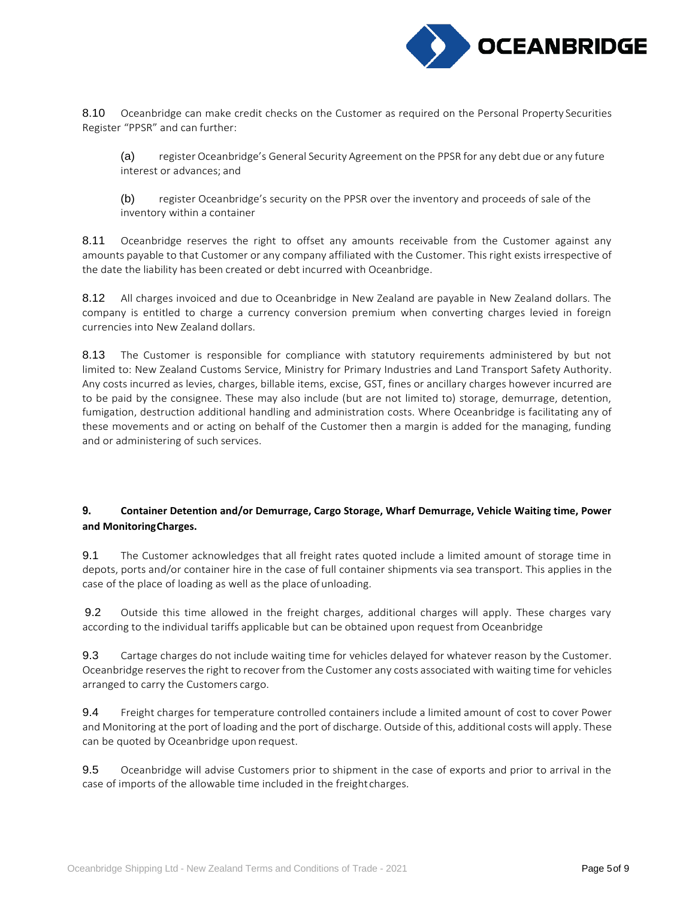8.10 Oceanbridge can make credit checks on the Customer as required on the Personal Property Securities Register "PPSR" and can further:

(a) register Oceanbridge's General Security Agreement on the PPSR for any debt due or any future interest or advances; and

(b) register Oceanbridge's security on the PPSR over the inventory and proceeds of sale of the inventory within a container

8.11 Oceanbridge reserves the right to offset any amounts receivable from the Customer against any amounts payable to that Customer or any company affiliated with the Customer. This right exists irrespective of the date the liability has been created or debt incurred with Oceanbridge.

8.12 All charges invoiced and due to Oceanbridge in New Zealand are payable in New Zealand dollars. The company is entitled to charge a currency conversion premium when converting charges levied in foreign currencies into New Zealand dollars.

8.13 The Customer is responsible for compliance with statutory requirements administered by but not limited to: New Zealand Customs Service, Ministry for Primary Industries and Land Transport Safety Authority. Any costs incurred as levies, charges, billable items, excise, GST, fines or ancillary charges however incurred are to be paid by the consignee. These may also include (but are not limited to) storage, demurrage, detention, fumigation, destruction additional handling and administration costs. Where Oceanbridge is facilitating any of these movements and or acting on behalf of the Customer then a margin is added for the managing, funding and or administering of such services.

## 9. Container Detention and/or Demurrage, Cargo Storage, Wharf Demurrage, Vehicle Waiting time, Power and Monitoring Charges.

9.1 The Customer acknowledges that all freight rates quoted include a limited amount of storage time in depots, ports and/or container hire in the case of full container shipments via sea transport. This applies in the case of the place of loading as well as the place of unloading.

9.2 Outside this time allowed in the freight charges, additional charges will apply. These charges vary according to the individual tariffs applicable but can be obtained upon request from Oceanbridge

9.3 Cartage charges do not include waiting time for vehicles delayed for whatever reason by the Customer. Oceanbridge reserves the right to recover from the Customer any costs associated with waiting time for vehicles arranged to carry the Customers cargo.

9.4 Freight charges for temperature controlled containers include a limited amount of cost to cover Power and Monitoring at the port of loading and the port of discharge. Outside of this, additional costs will apply. These can be quoted by Oceanbridge upon request.

9.5 Oceanbridge will advise Customers prior to shipment in the case of exports and prior to arrival in the case of imports of the allowable time included in the freight charges.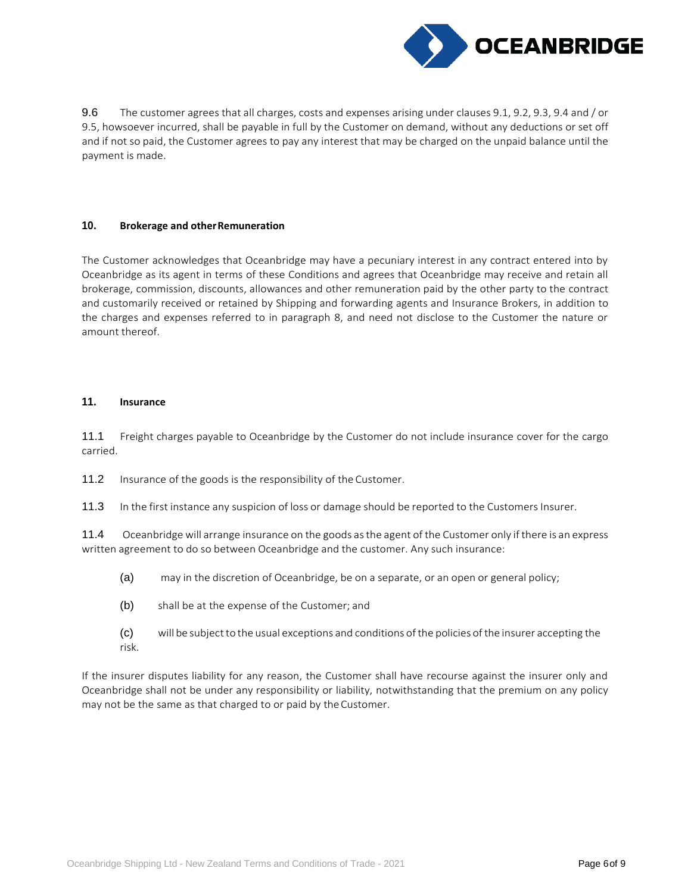9.6 The customer agrees that all charges, costs and expenses arising under clauses 9.1, 9.2, 9.3, 9.4 and / or 9.5, howsoever incurred, shall be payable in full by the Customer on demand, without any deductions or set off and if not so paid, the Customer agrees to pay any interest that may be charged on the unpaid balance until the payment is made.

## 10. Brokerage and other Remuneration

The Customer acknowledges that Oceanbridge may have a pecuniary interest in any contract entered into by Oceanbridge as its agent in terms of these Conditions and agrees that Oceanbridge may receive and retain all brokerage, commission, discounts, allowances and other remuneration paid by the other party to the contract and customarily received or retained by Shipping and forwarding agents and Insurance Brokers, in addition to the charges and expenses referred to in paragraph 8, and need not disclose to the Customer the nature or amount thereof.

## 11. Insurance

11.1 Freight charges payable to Oceanbridge by the Customer do not include insurance cover for the cargo carried.

11.2 Insurance of the goods is the responsibility of the Customer.

11.3 In the first instance any suspicion of loss or damage should be reported to the Customers Insurer.

11.4 Oceanbridge will arrange insurance on the goods as the agent of the Customer only if there is an express written agreement to do so between Oceanbridge and the customer. Any such insurance:

(a) may in the discretion of Oceanbridge, be on a separate, or an open or general policy;

(b) shall be at the expense of the Customer; and

(c) will be subject to the usual exceptions and conditions of the policies of the insurer accepting the risk.

If the insurer disputes liability for any reason, the Customer shall have recourse against the insurer only and Oceanbridge shall not be under any responsibility or liability, notwithstanding that the premium on any policy may not be the same as that charged to or paid by the Customer.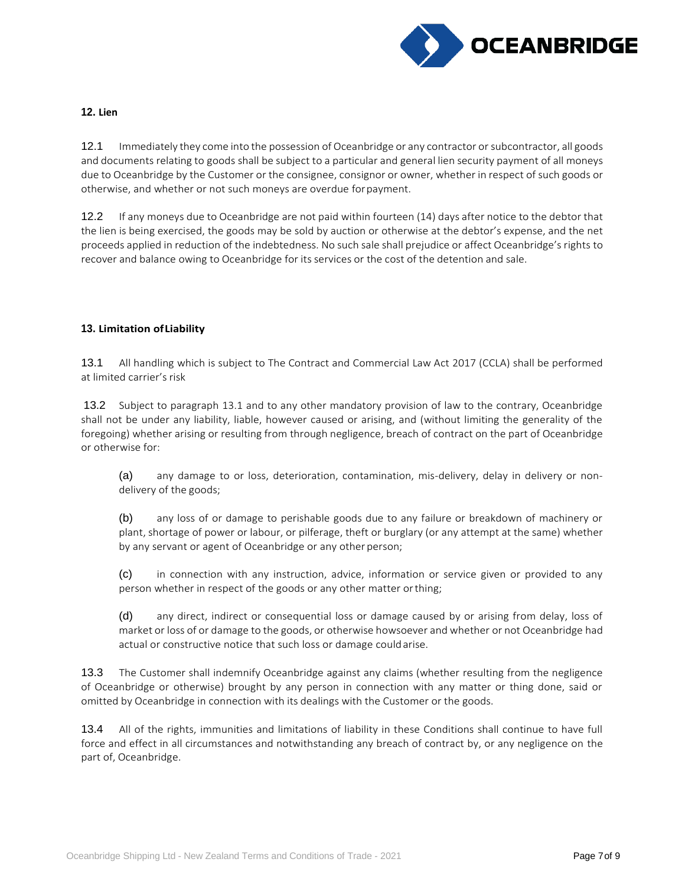**12. Lien**

12.1 Immediately they come into the possession of Oceanbridge or any contractor or subcontractor, all goods and documents relating to goods shall be subject to a particular and general lien security payment of all moneys due to Oceanbridge by the Customer or the consignee, consignor or owner, whether in respect of such goods or otherwise, and whether or not such moneys are overdue for payment.

12.2 If any moneys due to Oceanbridge are not paid within fourteen (14) days after notice to the debtor that the lien is being exercised, the goods may be sold by auction or otherwise at the debtor's expense, and the net proceeds applied in reduction of the indebtedness. No such sale shall prejudice or affect Oceanbridge's rights to recover and balance owing to Oceanbridge for its services or the cost of the detention and sale.

**13. Limitation of Liability**

13.1 All handling which is subject to The Contract and Commercial Law Act 2017 (CCLA) shall be performed at limited carrier's risk

13.2 Subject to paragraph 13.1 and to any other mandatory provision of law to the contrary, Oceanbridge shall not be under any liability, liable, however caused or arising, and (without limiting the generality of the foregoing) whether arising or resulting from through negligence, breach of contract on the part of Oceanbridge or otherwise for:

(a) any damage to or loss, deterioration, contamination, mis-delivery, delay in delivery or non-delivery of the goods;

(b) any loss of or damage to perishable goods due to any failure or breakdown of machinery or plant, shortage of power or labour, or pilferage, theft or burglary (or any attempt at the same) whether by any servant or agent of Oceanbridge or any other person;

(c) in connection with any instruction, advice, information or service given or provided to any person whether in respect of the goods or any other matter or thing;

(d) any direct, indirect or consequential loss or damage caused by or arising from delay, loss of market or loss of or damage to the goods, or otherwise howsoever and whether or not Oceanbridge had actual or constructive notice that such loss or damage could arise.

13.3 The Customer shall indemnify Oceanbridge against any claims (whether resulting from the negligence of Oceanbridge or otherwise) brought by any person in connection with any matter or thing done, said or omitted by Oceanbridge in connection with its dealings with the Customer or the goods.

13.4 All of the rights, immunities and limitations of liability in these Conditions shall continue to have full force and effect in all circumstances and notwithstanding any breach of contract by, or any negligence on the part of, Oceanbridge.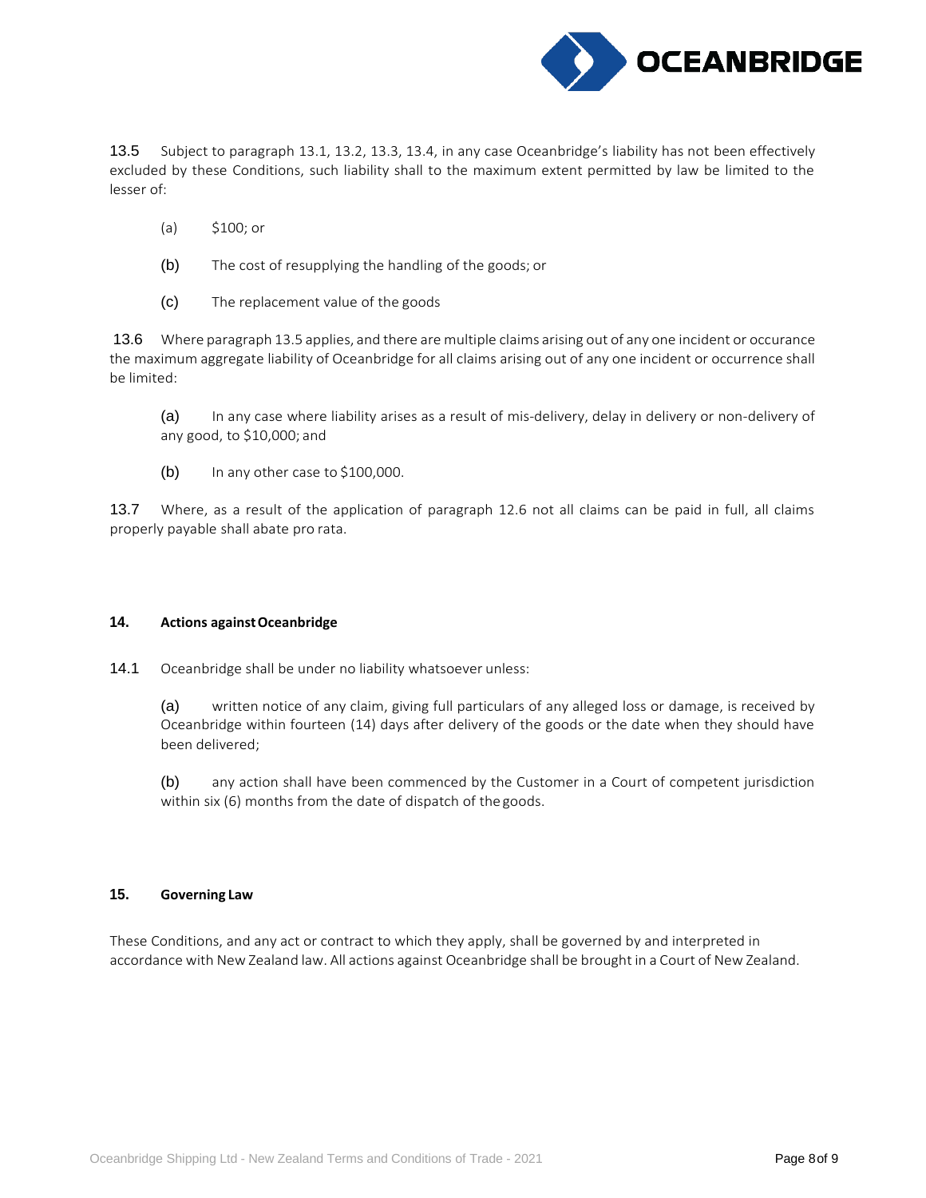13.5 Subject to paragraph 13.1, 13.2, 13.3, 13.4, in any case Oceanbridge's liability has not been effectively excluded by these Conditions, such liability shall to the maximum extent permitted by law be limited to the lesser of:

(a) $100; or

(b) The cost of resupplying the handling of the goods; or

(c) The replacement value of the goods

13.6 Where paragraph 13.5 applies, and there are multiple claims arising out of any one incident or occurance the maximum aggregate liability of Oceanbridge for all claims arising out of any one incident or occurrence shall be limited:

(a) In any case where liability arises as a result of mis-delivery, delay in delivery or non-delivery of any good, to $10,000; and

(b) In any other case to $100,000.

13.7 Where, as a result of the application of paragraph 12.6 not all claims can be paid in full, all claims properly payable shall abate pro rata.

## 14. Actions against Oceanbridge

14.1 Oceanbridge shall be under no liability whatsoever unless:

(a) written notice of any claim, giving full particulars of any alleged loss or damage, is received by Oceanbridge within fourteen (14) days after delivery of the goods or the date when they should have been delivered;

(b) any action shall have been commenced by the Customer in a Court of competent jurisdiction within six (6) months from the date of dispatch of the goods.

## 15. Governing Law

These Conditions, and any act or contract to which they apply, shall be governed by and interpreted in accordance with New Zealand law. All actions against Oceanbridge shall be brought in a Court of New Zealand.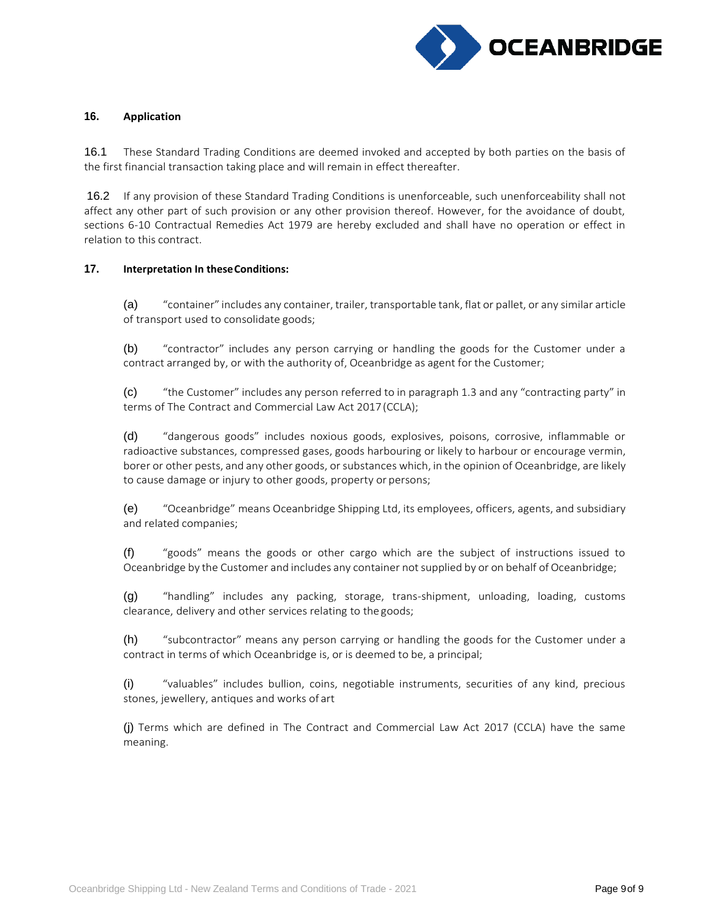## 16. Application

16.1 These Standard Trading Conditions are deemed invoked and accepted by both parties on the basis of the first financial transaction taking place and will remain in effect thereafter.

16.2 If any provision of these Standard Trading Conditions is unenforceable, such unenforceability shall not affect any other part of such provision or any other provision thereof. However, for the avoidance of doubt, sections 6-10 Contractual Remedies Act 1979 are hereby excluded and shall have no operation or effect in relation to this contract.

## 17. Interpretation In these Conditions:

(a) "container" includes any container, trailer, transportable tank, flat or pallet, or any similar article of transport used to consolidate goods;

(b) "contractor" includes any person carrying or handling the goods for the Customer under a contract arranged by, or with the authority of, Oceanbridge as agent for the Customer;

(c) "the Customer" includes any person referred to in paragraph 1.3 and any "contracting party" in terms of The Contract and Commercial Law Act 2017 (CCLA);

(d) "dangerous goods" includes noxious goods, explosives, poisons, corrosive, inflammable or radioactive substances, compressed gases, goods harbouring or likely to harbour or encourage vermin, borer or other pests, and any other goods, or substances which, in the opinion of Oceanbridge, are likely to cause damage or injury to other goods, property or persons;

(e) "Oceanbridge" means Oceanbridge Shipping Ltd, its employees, officers, agents, and subsidiary and related companies;

(f) "goods" means the goods or other cargo which are the subject of instructions issued to Oceanbridge by the Customer and includes any container not supplied by or on behalf of Oceanbridge;

(g) "handling" includes any packing, storage, trans-shipment, unloading, loading, customs clearance, delivery and other services relating to the goods;

(h) "subcontractor" means any person carrying or handling the goods for the Customer under a contract in terms of which Oceanbridge is, or is deemed to be, a principal;

(i) "valuables" includes bullion, coins, negotiable instruments, securities of any kind, precious stones, jewellery, antiques and works of art

(j) Terms which are defined in The Contract and Commercial Law Act 2017 (CCLA) have the same meaning.